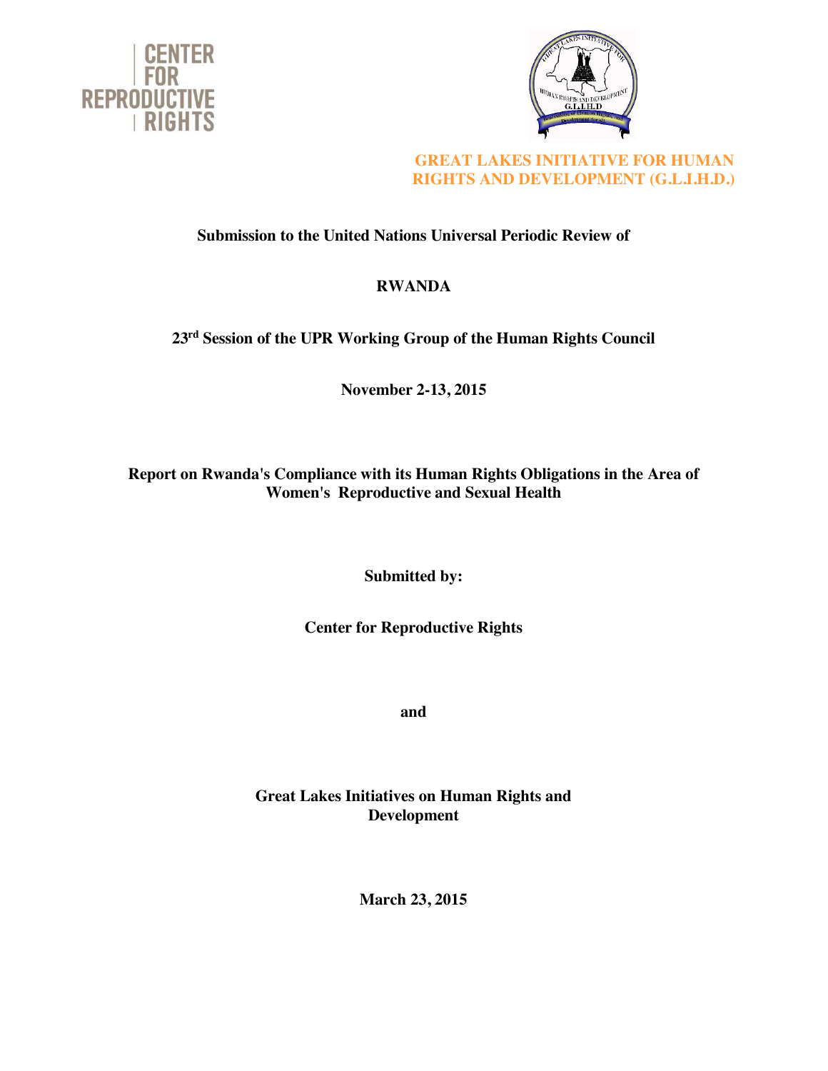CENTER FOR REPRODUCTIVE RIGHTS

GREAT LAKES INITIATIVE FOR HUMAN RIGHTS AND DEVELOPMENT (G.L.I.H.D.)

**Submission to the United Nations Universal Periodic Review of**

**RWANDA**

**23rd Session of the UPR Working Group of the Human Rights Council**

**November 2-13, 2015**

**Report on Rwanda's Compliance with its Human Rights Obligations in the Area of Women's Reproductive and Sexual Health**

**Submitted by:**

**Center for Reproductive Rights**

**and**

**Great Lakes Initiatives on Human Rights and Development**

**March 23, 2015**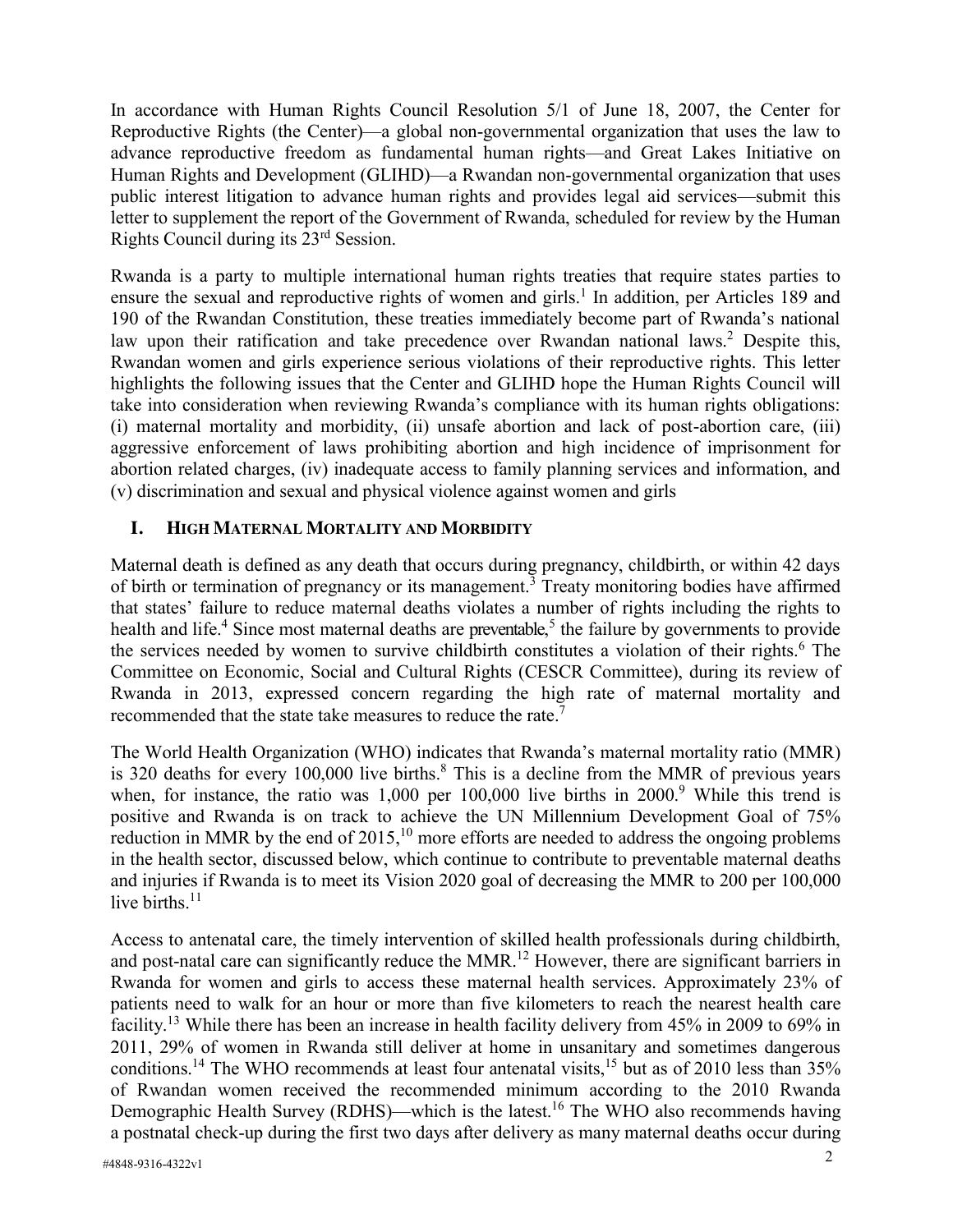In accordance with Human Rights Council Resolution 5/1 of June 18, 2007, the Center for Reproductive Rights (the Center)—a global non-governmental organization that uses the law to advance reproductive freedom as fundamental human rights—and Great Lakes Initiative on Human Rights and Development (GLIHD)—a Rwandan non-governmental organization that uses public interest litigation to advance human rights and provides legal aid services—submit this letter to supplement the report of the Government of Rwanda, scheduled for review by the Human Rights Council during its 23rd Session.

Rwanda is a party to multiple international human rights treaties that require states parties to ensure the sexual and reproductive rights of women and girls.[1] In addition, per Articles 189 and 190 of the Rwandan Constitution, these treaties immediately become part of Rwanda's national law upon their ratification and take precedence over Rwandan national laws.[2] Despite this, Rwandan women and girls experience serious violations of their reproductive rights. This letter highlights the following issues that the Center and GLIHD hope the Human Rights Council will take into consideration when reviewing Rwanda's compliance with its human rights obligations: (i) maternal mortality and morbidity, (ii) unsafe abortion and lack of post-abortion care, (iii) aggressive enforcement of laws prohibiting abortion and high incidence of imprisonment for abortion related charges, (iv) inadequate access to family planning services and information, and (v) discrimination and sexual and physical violence against women and girls

## I. High Maternal Mortality and Morbidity

Maternal death is defined as any death that occurs during pregnancy, childbirth, or within 42 days of birth or termination of pregnancy or its management.[3] Treaty monitoring bodies have affirmed that states' failure to reduce maternal deaths violates a number of rights including the rights to health and life.[4] Since most maternal deaths are preventable,[5] the failure by governments to provide the services needed by women to survive childbirth constitutes a violation of their rights.[6] The Committee on Economic, Social and Cultural Rights (CESCR Committee), during its review of Rwanda in 2013, expressed concern regarding the high rate of maternal mortality and recommended that the state take measures to reduce the rate.[7]

The World Health Organization (WHO) indicates that Rwanda's maternal mortality ratio (MMR) is 320 deaths for every 100,000 live births.[8] This is a decline from the MMR of previous years when, for instance, the ratio was 1,000 per 100,000 live births in 2000.[9] While this trend is positive and Rwanda is on track to achieve the UN Millennium Development Goal of 75% reduction in MMR by the end of 2015,[10] more efforts are needed to address the ongoing problems in the health sector, discussed below, which continue to contribute to preventable maternal deaths and injuries if Rwanda is to meet its Vision 2020 goal of decreasing the MMR to 200 per 100,000 live births.[11]

Access to antenatal care, the timely intervention of skilled health professionals during childbirth, and post-natal care can significantly reduce the MMR.[12] However, there are significant barriers in Rwanda for women and girls to access these maternal health services. Approximately 23% of patients need to walk for an hour or more than five kilometers to reach the nearest health care facility.[13] While there has been an increase in health facility delivery from 45% in 2009 to 69% in 2011, 29% of women in Rwanda still deliver at home in unsanitary and sometimes dangerous conditions.[14] The WHO recommends at least four antenatal visits,[15] but as of 2010 less than 35% of Rwandan women received the recommended minimum according to the 2010 Rwanda Demographic Health Survey (RDHS)—which is the latest.[16] The WHO also recommends having a postnatal check-up during the first two days after delivery as many maternal deaths occur during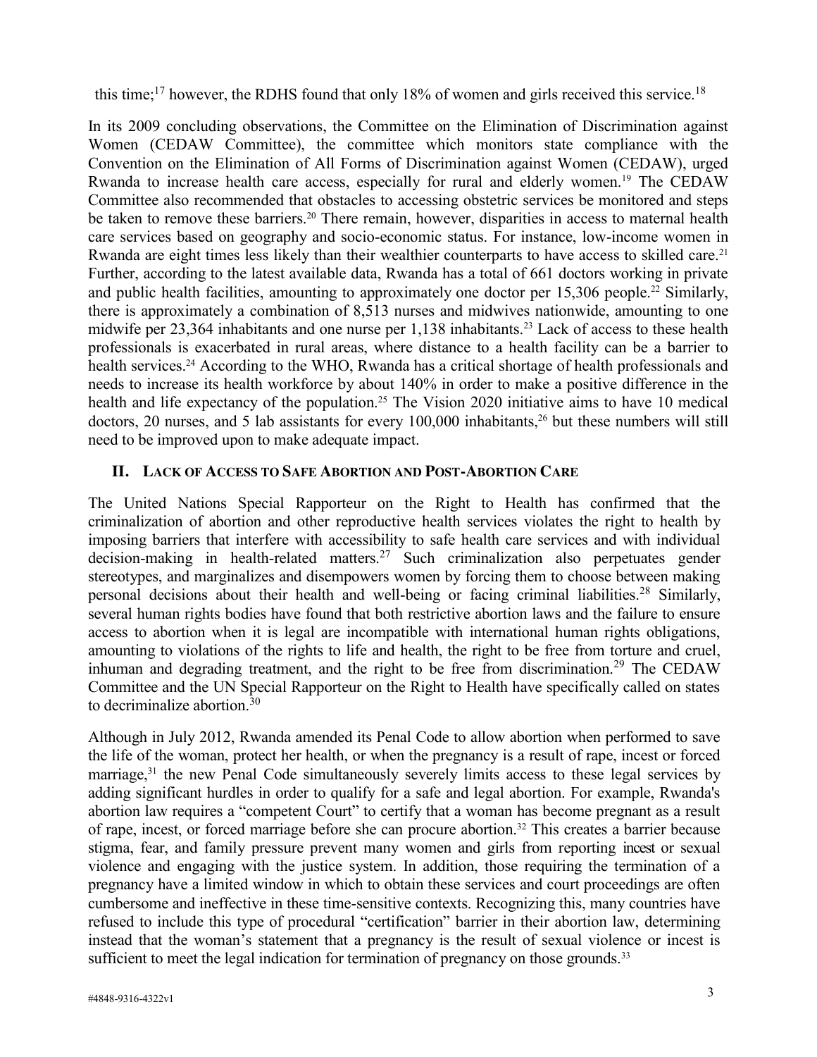this time;[17] however, the RDHS found that only 18% of women and girls received this service.[18]

In its 2009 concluding observations, the Committee on the Elimination of Discrimination against Women (CEDAW Committee), the committee which monitors state compliance with the Convention on the Elimination of All Forms of Discrimination against Women (CEDAW), urged Rwanda to increase health care access, especially for rural and elderly women.[19] The CEDAW Committee also recommended that obstacles to accessing obstetric services be monitored and steps be taken to remove these barriers.[20] There remain, however, disparities in access to maternal health care services based on geography and socio-economic status. For instance, low-income women in Rwanda are eight times less likely than their wealthier counterparts to have access to skilled care.[21] Further, according to the latest available data, Rwanda has a total of 661 doctors working in private and public health facilities, amounting to approximately one doctor per 15,306 people.[22] Similarly, there is approximately a combination of 8,513 nurses and midwives nationwide, amounting to one midwife per 23,364 inhabitants and one nurse per 1,138 inhabitants.[23] Lack of access to these health professionals is exacerbated in rural areas, where distance to a health facility can be a barrier to health services.[24] According to the WHO, Rwanda has a critical shortage of health professionals and needs to increase its health workforce by about 140% in order to make a positive difference in the health and life expectancy of the population.[25] The Vision 2020 initiative aims to have 10 medical doctors, 20 nurses, and 5 lab assistants for every 100,000 inhabitants,[26] but these numbers will still need to be improved upon to make adequate impact.

## II. Lack of Access to Safe Abortion and Post-Abortion Care

The United Nations Special Rapporteur on the Right to Health has confirmed that the criminalization of abortion and other reproductive health services violates the right to health by imposing barriers that interfere with accessibility to safe health care services and with individual decision-making in health-related matters.[27] Such criminalization also perpetuates gender stereotypes, and marginalizes and disempowers women by forcing them to choose between making personal decisions about their health and well-being or facing criminal liabilities.[28] Similarly, several human rights bodies have found that both restrictive abortion laws and the failure to ensure access to abortion when it is legal are incompatible with international human rights obligations, amounting to violations of the rights to life and health, the right to be free from torture and cruel, inhuman and degrading treatment, and the right to be free from discrimination.[29] The CEDAW Committee and the UN Special Rapporteur on the Right to Health have specifically called on states to decriminalize abortion.[30]

Although in July 2012, Rwanda amended its Penal Code to allow abortion when performed to save the life of the woman, protect her health, or when the pregnancy is a result of rape, incest or forced marriage,[31] the new Penal Code simultaneously severely limits access to these legal services by adding significant hurdles in order to qualify for a safe and legal abortion. For example, Rwanda's abortion law requires a "competent Court" to certify that a woman has become pregnant as a result of rape, incest, or forced marriage before she can procure abortion.[32] This creates a barrier because stigma, fear, and family pressure prevent many women and girls from reporting incest or sexual violence and engaging with the justice system. In addition, those requiring the termination of a pregnancy have a limited window in which to obtain these services and court proceedings are often cumbersome and ineffective in these time-sensitive contexts. Recognizing this, many countries have refused to include this type of procedural "certification" barrier in their abortion law, determining instead that the woman's statement that a pregnancy is the result of sexual violence or incest is sufficient to meet the legal indication for termination of pregnancy on those grounds.[33]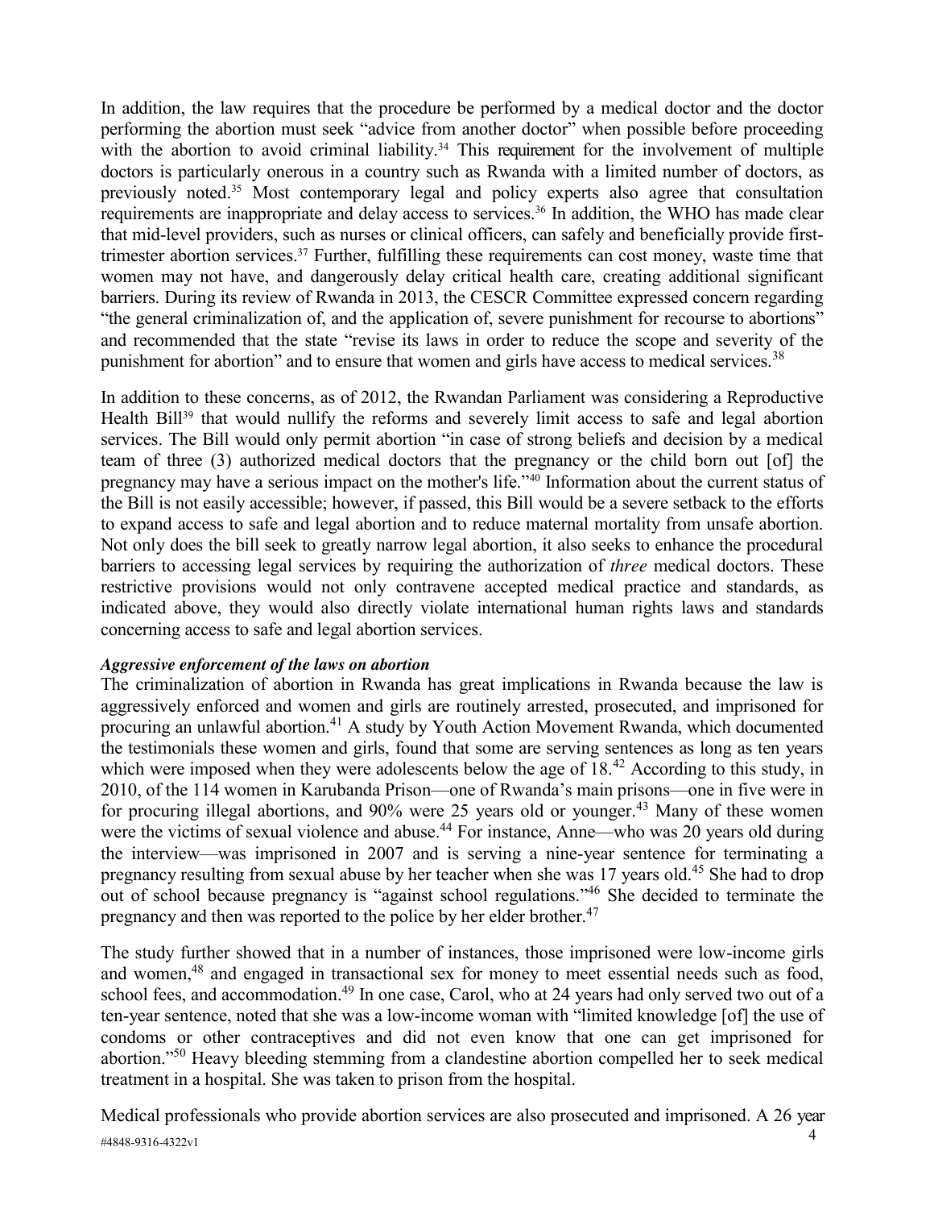In addition, the law requires that the procedure be performed by a medical doctor and the doctor performing the abortion must seek "advice from another doctor" when possible before proceeding with the abortion to avoid criminal liability.[34] This requirement for the involvement of multiple doctors is particularly onerous in a country such as Rwanda with a limited number of doctors, as previously noted.[35] Most contemporary legal and policy experts also agree that consultation requirements are inappropriate and delay access to services.[36] In addition, the WHO has made clear that mid-level providers, such as nurses or clinical officers, can safely and beneficially provide first-trimester abortion services.[37] Further, fulfilling these requirements can cost money, waste time that women may not have, and dangerously delay critical health care, creating additional significant barriers. During its review of Rwanda in 2013, the CESCR Committee expressed concern regarding "the general criminalization of, and the application of, severe punishment for recourse to abortions" and recommended that the state "revise its laws in order to reduce the scope and severity of the punishment for abortion" and to ensure that women and girls have access to medical services.[38]

In addition to these concerns, as of 2012, the Rwandan Parliament was considering a Reproductive Health Bill[39] that would nullify the reforms and severely limit access to safe and legal abortion services. The Bill would only permit abortion "in case of strong beliefs and decision by a medical team of three (3) authorized medical doctors that the pregnancy or the child born out [of] the pregnancy may have a serious impact on the mother's life."[40] Information about the current status of the Bill is not easily accessible; however, if passed, this Bill would be a severe setback to the efforts to expand access to safe and legal abortion and to reduce maternal mortality from unsafe abortion. Not only does the bill seek to greatly narrow legal abortion, it also seeks to enhance the procedural barriers to accessing legal services by requiring the authorization of *three* medical doctors. These restrictive provisions would not only contravene accepted medical practice and standards, as indicated above, they would also directly violate international human rights laws and standards concerning access to safe and legal abortion services.

***Aggressive enforcement of the laws on abortion***

The criminalization of abortion in Rwanda has great implications in Rwanda because the law is aggressively enforced and women and girls are routinely arrested, prosecuted, and imprisoned for procuring an unlawful abortion.[41] A study by Youth Action Movement Rwanda, which documented the testimonials these women and girls, found that some are serving sentences as long as ten years which were imposed when they were adolescents below the age of 18.[42] According to this study, in 2010, of the 114 women in Karubanda Prison—one of Rwanda's main prisons—one in five were in for procuring illegal abortions, and 90% were 25 years old or younger.[43] Many of these women were the victims of sexual violence and abuse.[44] For instance, Anne—who was 20 years old during the interview—was imprisoned in 2007 and is serving a nine-year sentence for terminating a pregnancy resulting from sexual abuse by her teacher when she was 17 years old.[45] She had to drop out of school because pregnancy is "against school regulations."[46] She decided to terminate the pregnancy and then was reported to the police by her elder brother.[47]

The study further showed that in a number of instances, those imprisoned were low-income girls and women,[48] and engaged in transactional sex for money to meet essential needs such as food, school fees, and accommodation.[49] In one case, Carol, who at 24 years had only served two out of a ten-year sentence, noted that she was a low-income woman with "limited knowledge [of] the use of condoms or other contraceptives and did not even know that one can get imprisoned for abortion."[50] Heavy bleeding stemming from a clandestine abortion compelled her to seek medical treatment in a hospital. She was taken to prison from the hospital.

Medical professionals who provide abortion services are also prosecuted and imprisoned. A 26 year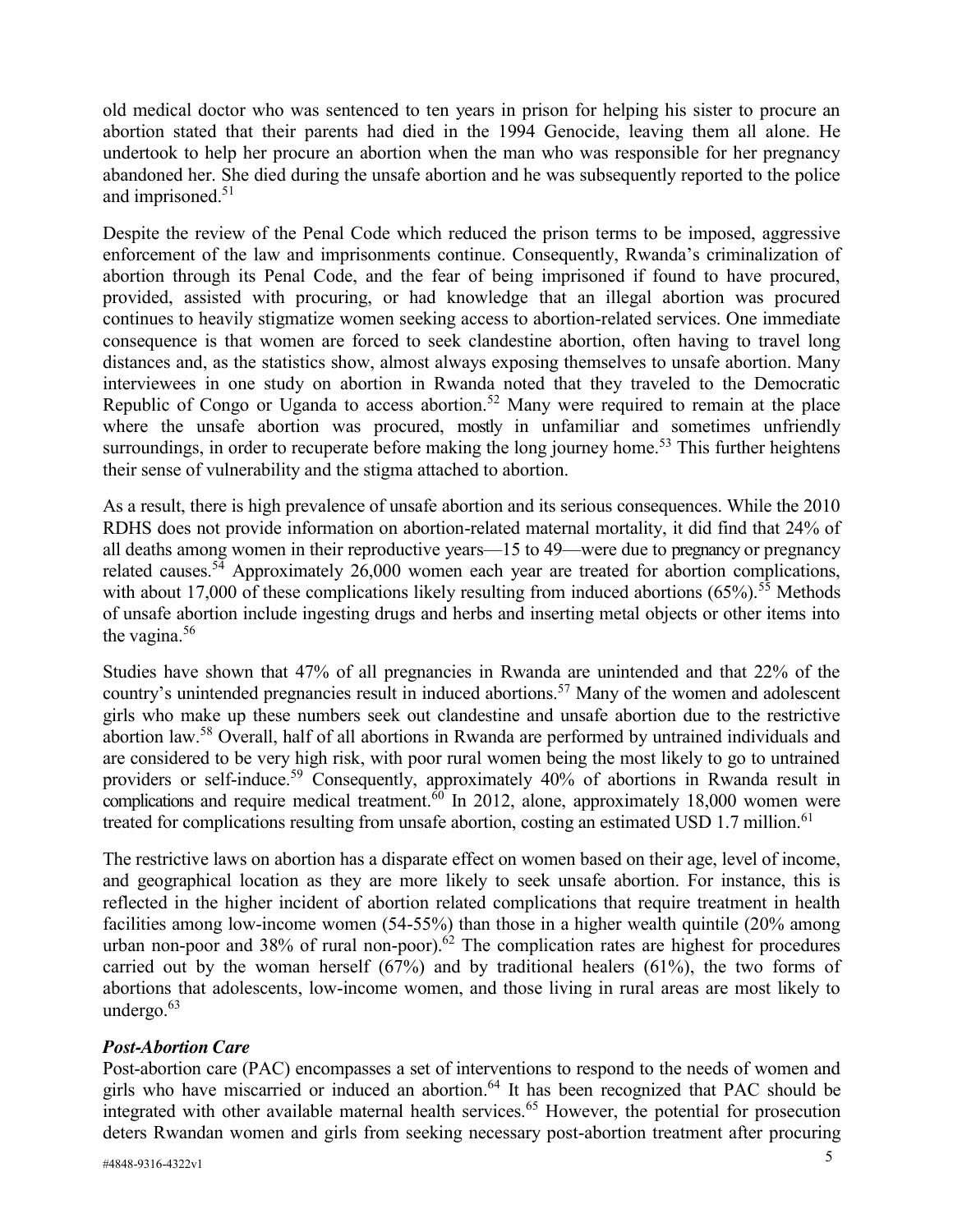old medical doctor who was sentenced to ten years in prison for helping his sister to procure an abortion stated that their parents had died in the 1994 Genocide, leaving them all alone. He undertook to help her procure an abortion when the man who was responsible for her pregnancy abandoned her. She died during the unsafe abortion and he was subsequently reported to the police and imprisoned.[51]

Despite the review of the Penal Code which reduced the prison terms to be imposed, aggressive enforcement of the law and imprisonments continue. Consequently, Rwanda's criminalization of abortion through its Penal Code, and the fear of being imprisoned if found to have procured, provided, assisted with procuring, or had knowledge that an illegal abortion was procured continues to heavily stigmatize women seeking access to abortion-related services. One immediate consequence is that women are forced to seek clandestine abortion, often having to travel long distances and, as the statistics show, almost always exposing themselves to unsafe abortion. Many interviewees in one study on abortion in Rwanda noted that they traveled to the Democratic Republic of Congo or Uganda to access abortion.[52] Many were required to remain at the place where the unsafe abortion was procured, mostly in unfamiliar and sometimes unfriendly surroundings, in order to recuperate before making the long journey home.[53] This further heightens their sense of vulnerability and the stigma attached to abortion.

As a result, there is high prevalence of unsafe abortion and its serious consequences. While the 2010 RDHS does not provide information on abortion-related maternal mortality, it did find that 24% of all deaths among women in their reproductive years—15 to 49—were due to pregnancy or pregnancy related causes.[54] Approximately 26,000 women each year are treated for abortion complications, with about 17,000 of these complications likely resulting from induced abortions (65%).[55] Methods of unsafe abortion include ingesting drugs and herbs and inserting metal objects or other items into the vagina.[56]

Studies have shown that 47% of all pregnancies in Rwanda are unintended and that 22% of the country's unintended pregnancies result in induced abortions.[57] Many of the women and adolescent girls who make up these numbers seek out clandestine and unsafe abortion due to the restrictive abortion law.[58] Overall, half of all abortions in Rwanda are performed by untrained individuals and are considered to be very high risk, with poor rural women being the most likely to go to untrained providers or self-induce.[59] Consequently, approximately 40% of abortions in Rwanda result in complications and require medical treatment.[60] In 2012, alone, approximately 18,000 women were treated for complications resulting from unsafe abortion, costing an estimated USD 1.7 million.[61]

The restrictive laws on abortion has a disparate effect on women based on their age, level of income, and geographical location as they are more likely to seek unsafe abortion. For instance, this is reflected in the higher incident of abortion related complications that require treatment in health facilities among low-income women (54-55%) than those in a higher wealth quintile (20% among urban non-poor and 38% of rural non-poor).[62] The complication rates are highest for procedures carried out by the woman herself (67%) and by traditional healers (61%), the two forms of abortions that adolescents, low-income women, and those living in rural areas are most likely to undergo.[63]

***Post-Abortion Care***

Post-abortion care (PAC) encompasses a set of interventions to respond to the needs of women and girls who have miscarried or induced an abortion.[64] It has been recognized that PAC should be integrated with other available maternal health services.[65] However, the potential for prosecution deters Rwandan women and girls from seeking necessary post-abortion treatment after procuring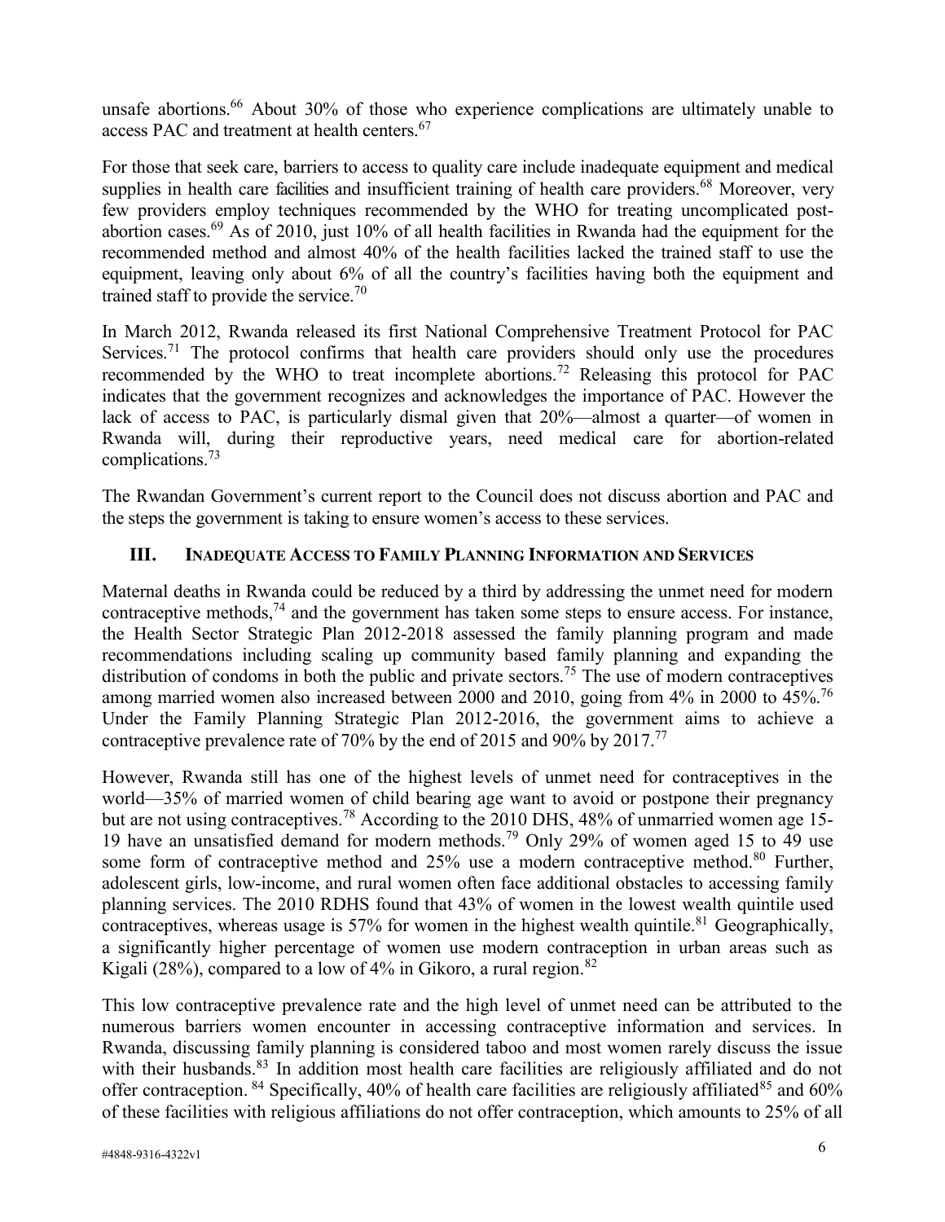unsafe abortions.[66] About 30% of those who experience complications are ultimately unable to access PAC and treatment at health centers.[67]

For those that seek care, barriers to access to quality care include inadequate equipment and medical supplies in health care facilities and insufficient training of health care providers.[68] Moreover, very few providers employ techniques recommended by the WHO for treating uncomplicated post-abortion cases.[69] As of 2010, just 10% of all health facilities in Rwanda had the equipment for the recommended method and almost 40% of the health facilities lacked the trained staff to use the equipment, leaving only about 6% of all the country's facilities having both the equipment and trained staff to provide the service.[70]

In March 2012, Rwanda released its first National Comprehensive Treatment Protocol for PAC Services.[71] The protocol confirms that health care providers should only use the procedures recommended by the WHO to treat incomplete abortions.[72] Releasing this protocol for PAC indicates that the government recognizes and acknowledges the importance of PAC. However the lack of access to PAC, is particularly dismal given that 20%—almost a quarter—of women in Rwanda will, during their reproductive years, need medical care for abortion-related complications.[73]

The Rwandan Government's current report to the Council does not discuss abortion and PAC and the steps the government is taking to ensure women's access to these services.

## III. Inadequate Access to Family Planning Information and Services

Maternal deaths in Rwanda could be reduced by a third by addressing the unmet need for modern contraceptive methods,[74] and the government has taken some steps to ensure access. For instance, the Health Sector Strategic Plan 2012-2018 assessed the family planning program and made recommendations including scaling up community based family planning and expanding the distribution of condoms in both the public and private sectors.[75] The use of modern contraceptives among married women also increased between 2000 and 2010, going from 4% in 2000 to 45%.[76] Under the Family Planning Strategic Plan 2012-2016, the government aims to achieve a contraceptive prevalence rate of 70% by the end of 2015 and 90% by 2017.[77]

However, Rwanda still has one of the highest levels of unmet need for contraceptives in the world—35% of married women of child bearing age want to avoid or postpone their pregnancy but are not using contraceptives.[78] According to the 2010 DHS, 48% of unmarried women age 15-19 have an unsatisfied demand for modern methods.[79] Only 29% of women aged 15 to 49 use some form of contraceptive method and 25% use a modern contraceptive method.[80] Further, adolescent girls, low-income, and rural women often face additional obstacles to accessing family planning services. The 2010 RDHS found that 43% of women in the lowest wealth quintile used contraceptives, whereas usage is 57% for women in the highest wealth quintile.[81] Geographically, a significantly higher percentage of women use modern contraception in urban areas such as Kigali (28%), compared to a low of 4% in Gikoro, a rural region.[82]

This low contraceptive prevalence rate and the high level of unmet need can be attributed to the numerous barriers women encounter in accessing contraceptive information and services. In Rwanda, discussing family planning is considered taboo and most women rarely discuss the issue with their husbands.[83] In addition most health care facilities are religiously affiliated and do not offer contraception.[84] Specifically, 40% of health care facilities are religiously affiliated[85] and 60% of these facilities with religious affiliations do not offer contraception, which amounts to 25% of all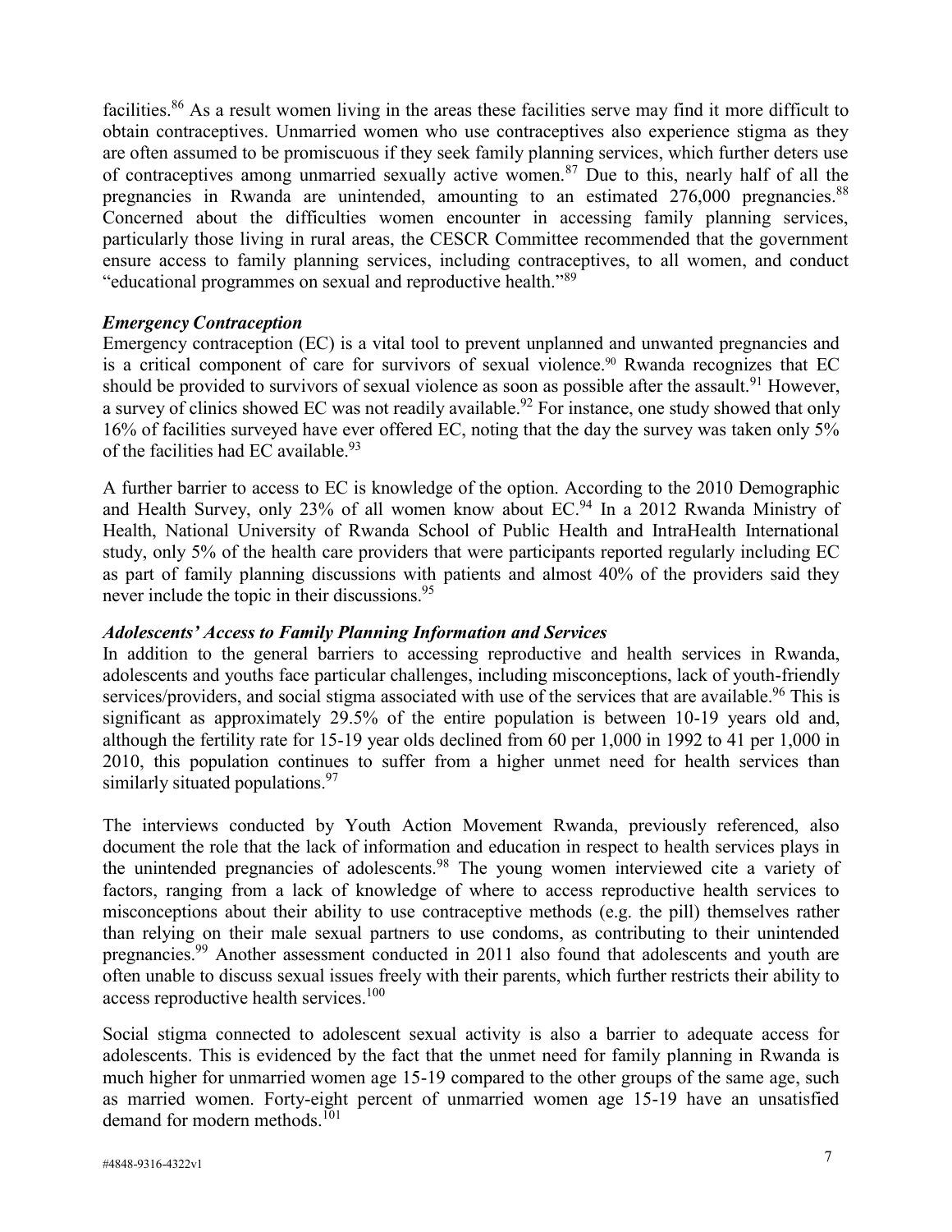facilities.[86] As a result women living in the areas these facilities serve may find it more difficult to obtain contraceptives. Unmarried women who use contraceptives also experience stigma as they are often assumed to be promiscuous if they seek family planning services, which further deters use of contraceptives among unmarried sexually active women.[87] Due to this, nearly half of all the pregnancies in Rwanda are unintended, amounting to an estimated 276,000 pregnancies.[88] Concerned about the difficulties women encounter in accessing family planning services, particularly those living in rural areas, the CESCR Committee recommended that the government ensure access to family planning services, including contraceptives, to all women, and conduct "educational programmes on sexual and reproductive health."[89]

### *Emergency Contraception*

Emergency contraception (EC) is a vital tool to prevent unplanned and unwanted pregnancies and is a critical component of care for survivors of sexual violence.[90] Rwanda recognizes that EC should be provided to survivors of sexual violence as soon as possible after the assault.[91] However, a survey of clinics showed EC was not readily available.[92] For instance, one study showed that only 16% of facilities surveyed have ever offered EC, noting that the day the survey was taken only 5% of the facilities had EC available.[93]

A further barrier to access to EC is knowledge of the option. According to the 2010 Demographic and Health Survey, only 23% of all women know about EC.[94] In a 2012 Rwanda Ministry of Health, National University of Rwanda School of Public Health and IntraHealth International study, only 5% of the health care providers that were participants reported regularly including EC as part of family planning discussions with patients and almost 40% of the providers said they never include the topic in their discussions.[95]

### *Adolescents' Access to Family Planning Information and Services*

In addition to the general barriers to accessing reproductive and health services in Rwanda, adolescents and youths face particular challenges, including misconceptions, lack of youth-friendly services/providers, and social stigma associated with use of the services that are available.[96] This is significant as approximately 29.5% of the entire population is between 10-19 years old and, although the fertility rate for 15-19 year olds declined from 60 per 1,000 in 1992 to 41 per 1,000 in 2010, this population continues to suffer from a higher unmet need for health services than similarly situated populations.[97]

The interviews conducted by Youth Action Movement Rwanda, previously referenced, also document the role that the lack of information and education in respect to health services plays in the unintended pregnancies of adolescents.[98] The young women interviewed cite a variety of factors, ranging from a lack of knowledge of where to access reproductive health services to misconceptions about their ability to use contraceptive methods (e.g. the pill) themselves rather than relying on their male sexual partners to use condoms, as contributing to their unintended pregnancies.[99] Another assessment conducted in 2011 also found that adolescents and youth are often unable to discuss sexual issues freely with their parents, which further restricts their ability to access reproductive health services.[100]

Social stigma connected to adolescent sexual activity is also a barrier to adequate access for adolescents. This is evidenced by the fact that the unmet need for family planning in Rwanda is much higher for unmarried women age 15-19 compared to the other groups of the same age, such as married women. Forty-eight percent of unmarried women age 15-19 have an unsatisfied demand for modern methods.[101]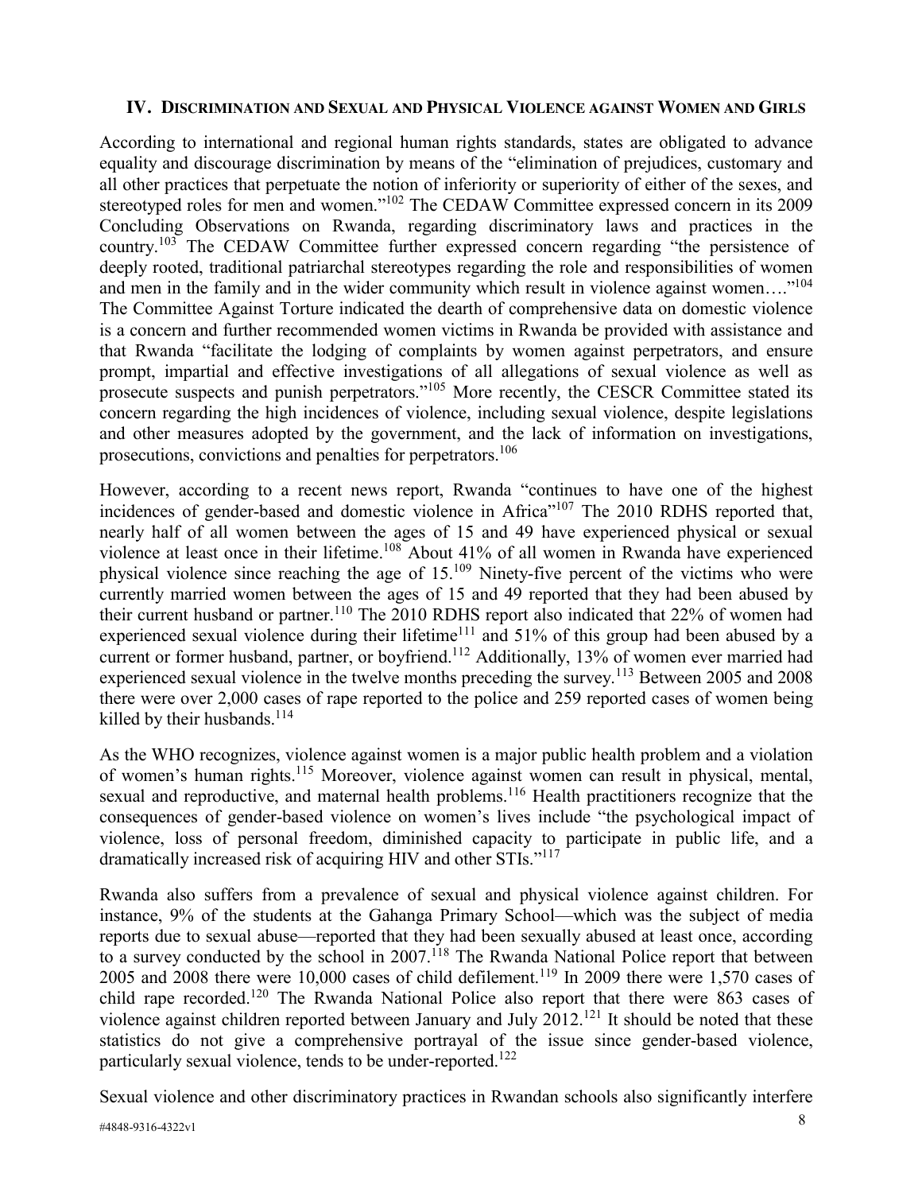## IV. Discrimination and Sexual and Physical Violence against Women and Girls

According to international and regional human rights standards, states are obligated to advance equality and discourage discrimination by means of the "elimination of prejudices, customary and all other practices that perpetuate the notion of inferiority or superiority of either of the sexes, and stereotyped roles for men and women."[102] The CEDAW Committee expressed concern in its 2009 Concluding Observations on Rwanda, regarding discriminatory laws and practices in the country.[103] The CEDAW Committee further expressed concern regarding "the persistence of deeply rooted, traditional patriarchal stereotypes regarding the role and responsibilities of women and men in the family and in the wider community which result in violence against women…."[104] The Committee Against Torture indicated the dearth of comprehensive data on domestic violence is a concern and further recommended women victims in Rwanda be provided with assistance and that Rwanda "facilitate the lodging of complaints by women against perpetrators, and ensure prompt, impartial and effective investigations of all allegations of sexual violence as well as prosecute suspects and punish perpetrators."[105] More recently, the CESCR Committee stated its concern regarding the high incidences of violence, including sexual violence, despite legislations and other measures adopted by the government, and the lack of information on investigations, prosecutions, convictions and penalties for perpetrators.[106]

However, according to a recent news report, Rwanda "continues to have one of the highest incidences of gender-based and domestic violence in Africa"[107] The 2010 RDHS reported that, nearly half of all women between the ages of 15 and 49 have experienced physical or sexual violence at least once in their lifetime.[108] About 41% of all women in Rwanda have experienced physical violence since reaching the age of 15.[109] Ninety-five percent of the victims who were currently married women between the ages of 15 and 49 reported that they had been abused by their current husband or partner.[110] The 2010 RDHS report also indicated that 22% of women had experienced sexual violence during their lifetime[111] and 51% of this group had been abused by a current or former husband, partner, or boyfriend.[112] Additionally, 13% of women ever married had experienced sexual violence in the twelve months preceding the survey.[113] Between 2005 and 2008 there were over 2,000 cases of rape reported to the police and 259 reported cases of women being killed by their husbands.[114]

As the WHO recognizes, violence against women is a major public health problem and a violation of women's human rights.[115] Moreover, violence against women can result in physical, mental, sexual and reproductive, and maternal health problems.[116] Health practitioners recognize that the consequences of gender-based violence on women's lives include "the psychological impact of violence, loss of personal freedom, diminished capacity to participate in public life, and a dramatically increased risk of acquiring HIV and other STIs."[117]

Rwanda also suffers from a prevalence of sexual and physical violence against children. For instance, 9% of the students at the Gahanga Primary School—which was the subject of media reports due to sexual abuse—reported that they had been sexually abused at least once, according to a survey conducted by the school in 2007.[118] The Rwanda National Police report that between 2005 and 2008 there were 10,000 cases of child defilement.[119] In 2009 there were 1,570 cases of child rape recorded.[120] The Rwanda National Police also report that there were 863 cases of violence against children reported between January and July 2012.[121] It should be noted that these statistics do not give a comprehensive portrayal of the issue since gender-based violence, particularly sexual violence, tends to be under-reported.[122]

Sexual violence and other discriminatory practices in Rwandan schools also significantly interfere

#4848-9316-4322v1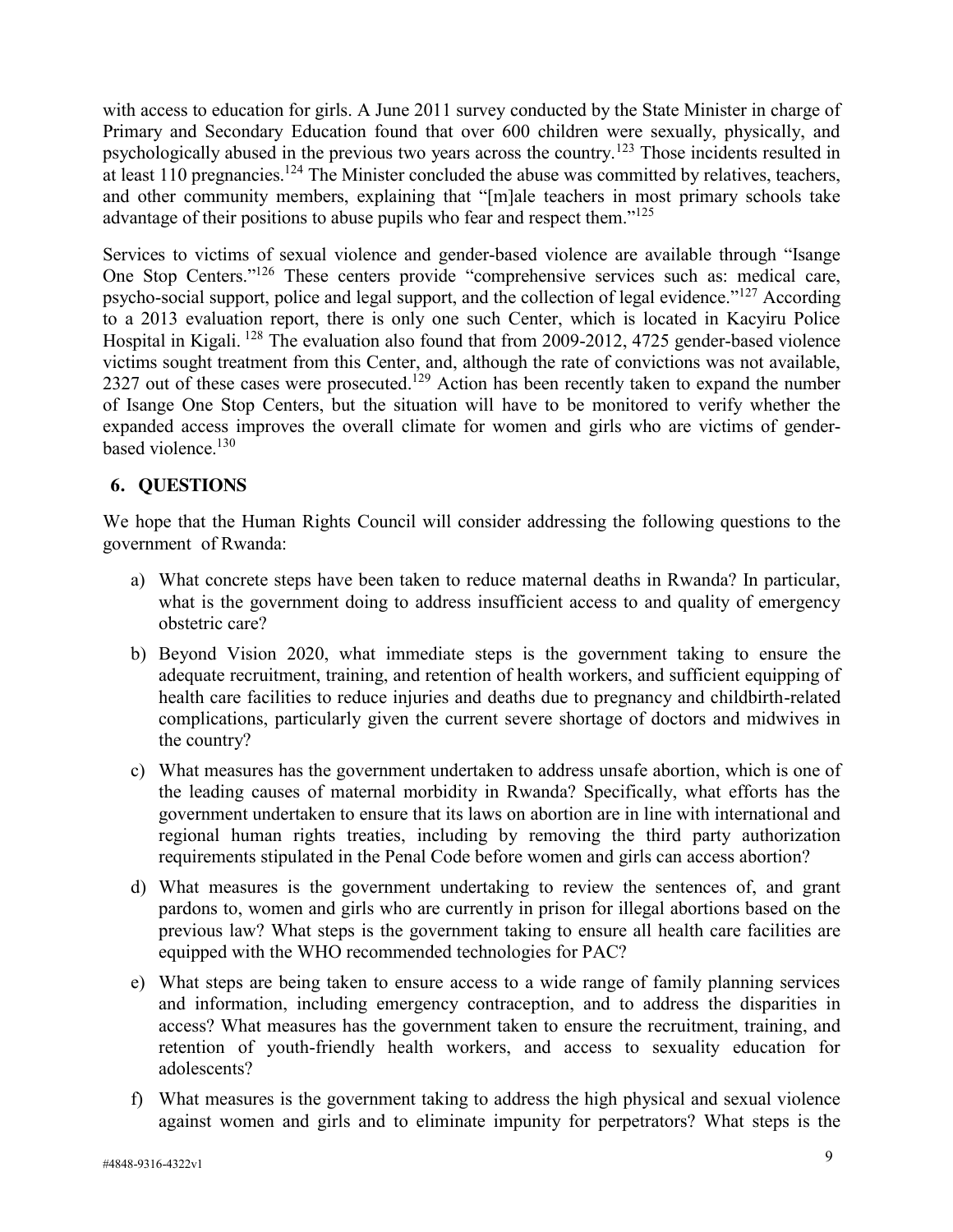with access to education for girls. A June 2011 survey conducted by the State Minister in charge of Primary and Secondary Education found that over 600 children were sexually, physically, and psychologically abused in the previous two years across the country.[123] Those incidents resulted in at least 110 pregnancies.[124] The Minister concluded the abuse was committed by relatives, teachers, and other community members, explaining that "[m]ale teachers in most primary schools take advantage of their positions to abuse pupils who fear and respect them."[125]

Services to victims of sexual violence and gender-based violence are available through "Isange One Stop Centers."[126] These centers provide "comprehensive services such as: medical care, psycho-social support, police and legal support, and the collection of legal evidence."[127] According to a 2013 evaluation report, there is only one such Center, which is located in Kacyiru Police Hospital in Kigali.[128] The evaluation also found that from 2009-2012, 4725 gender-based violence victims sought treatment from this Center, and, although the rate of convictions was not available, 2327 out of these cases were prosecuted.[129] Action has been recently taken to expand the number of Isange One Stop Centers, but the situation will have to be monitored to verify whether the expanded access improves the overall climate for women and girls who are victims of gender-based violence.[130]

## 6. QUESTIONS

We hope that the Human Rights Council will consider addressing the following questions to the government of Rwanda:

a) What concrete steps have been taken to reduce maternal deaths in Rwanda? In particular, what is the government doing to address insufficient access to and quality of emergency obstetric care?

b) Beyond Vision 2020, what immediate steps is the government taking to ensure the adequate recruitment, training, and retention of health workers, and sufficient equipping of health care facilities to reduce injuries and deaths due to pregnancy and childbirth-related complications, particularly given the current severe shortage of doctors and midwives in the country?

c) What measures has the government undertaken to address unsafe abortion, which is one of the leading causes of maternal morbidity in Rwanda? Specifically, what efforts has the government undertaken to ensure that its laws on abortion are in line with international and regional human rights treaties, including by removing the third party authorization requirements stipulated in the Penal Code before women and girls can access abortion?

d) What measures is the government undertaking to review the sentences of, and grant pardons to, women and girls who are currently in prison for illegal abortions based on the previous law? What steps is the government taking to ensure all health care facilities are equipped with the WHO recommended technologies for PAC?

e) What steps are being taken to ensure access to a wide range of family planning services and information, including emergency contraception, and to address the disparities in access? What measures has the government taken to ensure the recruitment, training, and retention of youth-friendly health workers, and access to sexuality education for adolescents?

f) What measures is the government taking to address the high physical and sexual violence against women and girls and to eliminate impunity for perpetrators? What steps is the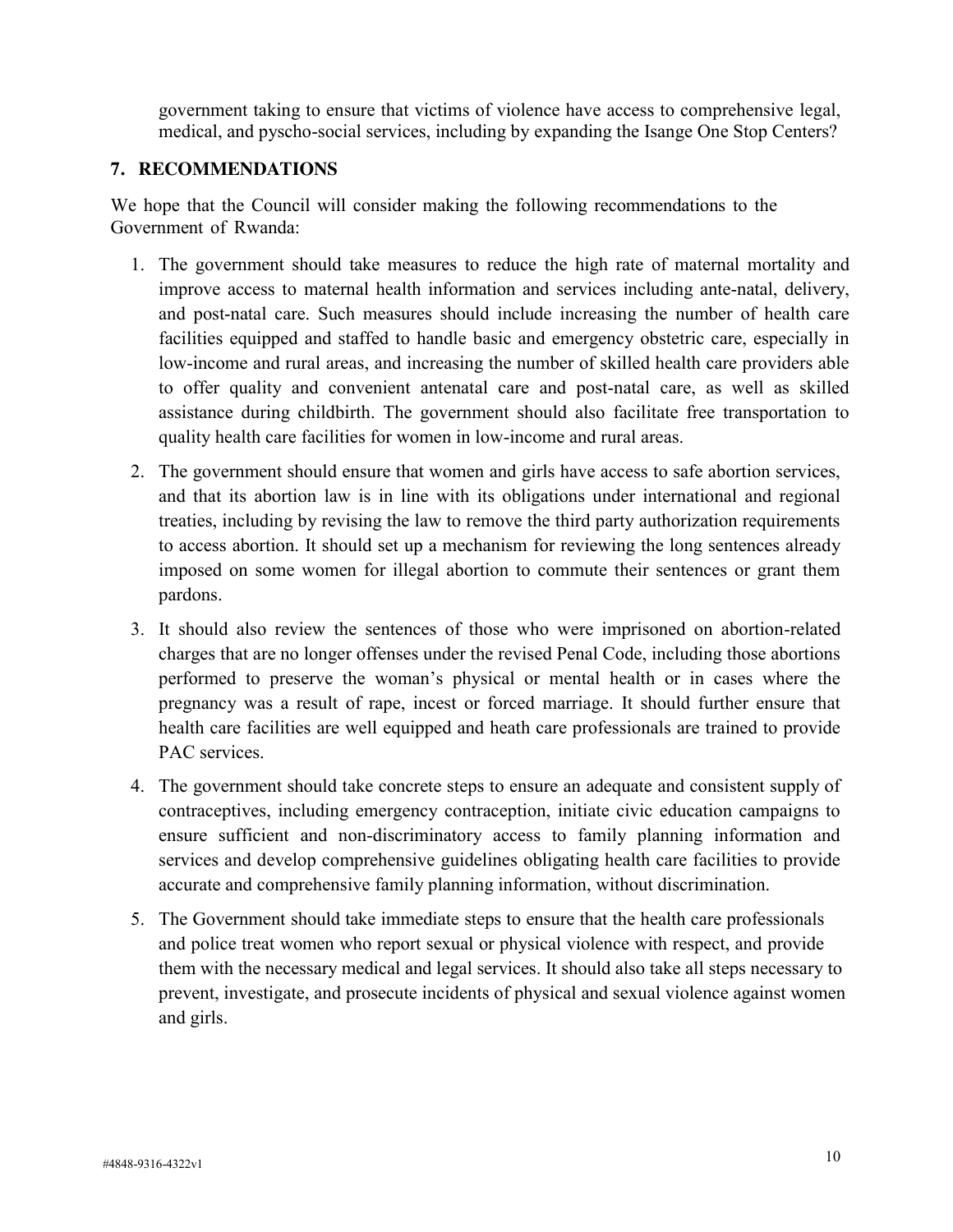government taking to ensure that victims of violence have access to comprehensive legal, medical, and pyscho-social services, including by expanding the Isange One Stop Centers?

## 7. RECOMMENDATIONS

We hope that the Council will consider making the following recommendations to the Government of Rwanda:

1. The government should take measures to reduce the high rate of maternal mortality and improve access to maternal health information and services including ante-natal, delivery, and post-natal care. Such measures should include increasing the number of health care facilities equipped and staffed to handle basic and emergency obstetric care, especially in low-income and rural areas, and increasing the number of skilled health care providers able to offer quality and convenient antenatal care and post-natal care, as well as skilled assistance during childbirth. The government should also facilitate free transportation to quality health care facilities for women in low-income and rural areas.
2. The government should ensure that women and girls have access to safe abortion services, and that its abortion law is in line with its obligations under international and regional treaties, including by revising the law to remove the third party authorization requirements to access abortion. It should set up a mechanism for reviewing the long sentences already imposed on some women for illegal abortion to commute their sentences or grant them pardons.
3. It should also review the sentences of those who were imprisoned on abortion-related charges that are no longer offenses under the revised Penal Code, including those abortions performed to preserve the woman's physical or mental health or in cases where the pregnancy was a result of rape, incest or forced marriage. It should further ensure that health care facilities are well equipped and heath care professionals are trained to provide PAC services.
4. The government should take concrete steps to ensure an adequate and consistent supply of contraceptives, including emergency contraception, initiate civic education campaigns to ensure sufficient and non-discriminatory access to family planning information and services and develop comprehensive guidelines obligating health care facilities to provide accurate and comprehensive family planning information, without discrimination.
5. The Government should take immediate steps to ensure that the health care professionals and police treat women who report sexual or physical violence with respect, and provide them with the necessary medical and legal services. It should also take all steps necessary to prevent, investigate, and prosecute incidents of physical and sexual violence against women and girls.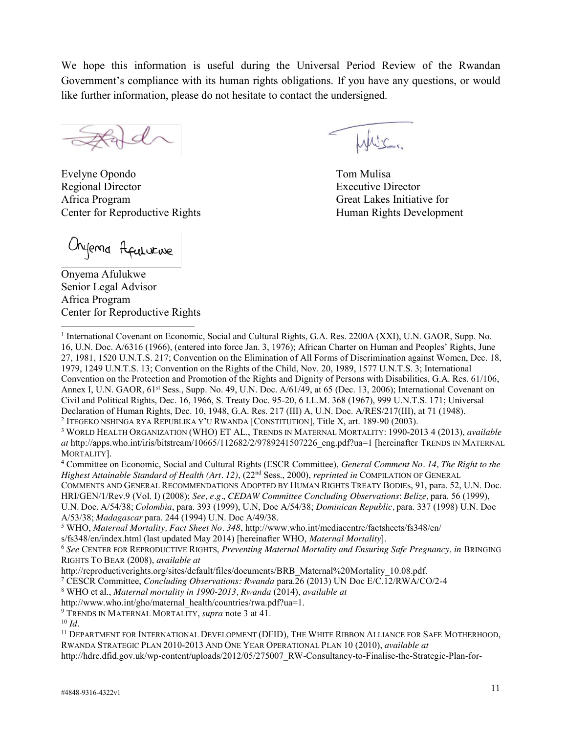We hope this information is useful during the Universal Period Review of the Rwandan Government's compliance with its human rights obligations. If you have any questions, or would like further information, please do not hesitate to contact the undersigned.

Evelyne Opondo
Regional Director
Africa Program
Center for Reproductive Rights

Tom Mulisa
Executive Director
Great Lakes Initiative for
Human Rights Development

Onyema Afulukwe
Senior Legal Advisor
Africa Program
Center for Reproductive Rights

---

[1] International Covenant on Economic, Social and Cultural Rights, G.A. Res. 2200A (XXI), U.N. GAOR, Supp. No. 16, U.N. Doc. A/6316 (1966), (entered into force Jan. 3, 1976); African Charter on Human and Peoples' Rights, June 27, 1981, 1520 U.N.T.S. 217; Convention on the Elimination of All Forms of Discrimination against Women, Dec. 18, 1979, 1249 U.N.T.S. 13; Convention on the Rights of the Child, Nov. 20, 1989, 1577 U.N.T.S. 3; International Convention on the Protection and Promotion of the Rights and Dignity of Persons with Disabilities, G.A. Res. 61/106, Annex I, U.N. GAOR, 61st Sess., Supp. No. 49, U.N. Doc. A/61/49, at 65 (Dec. 13, 2006); International Covenant on Civil and Political Rights, Dec. 16, 1966, S. Treaty Doc. 95-20, 6 I.L.M. 368 (1967), 999 U.N.T.S. 171; Universal Declaration of Human Rights, Dec. 10, 1948, G.A. Res. 217 (III) A, U.N. Doc. A/RES/217(III), at 71 (1948).

[2] ITEGEKO NSHINGA RYA REPUBLIKA Y'U RWANDA [CONSTITUTION], Title X, art. 189-90 (2003).

[3] WORLD HEALTH ORGANIZATION (WHO) ET AL., TRENDS IN MATERNAL MORTALITY: 1990-2013 4 (2013), *available at* http://apps.who.int/iris/bitstream/10665/112682/2/9789241507226_eng.pdf?ua=1 [hereinafter TRENDS IN MATERNAL MORTALITY].

[4] Committee on Economic, Social and Cultural Rights (ESCR Committee), *General Comment No. 14, The Right to the Highest Attainable Standard of Health (Art. 12)*, (22nd Sess., 2000), *reprinted in* COMPILATION OF GENERAL COMMENTS AND GENERAL RECOMMENDATIONS ADOPTED BY HUMAN RIGHTS TREATY BODIES, 91, para. 52, U.N. Doc. HRI/GEN/1/Rev.9 (Vol. I) (2008); *See, e.g*., *CEDAW Committee Concluding Observations*: *Belize*, para. 56 (1999), U.N. Doc. A/54/38; *Colombia*, para. 393 (1999), U.N, Doc A/54/38; *Dominican Republic,* para. 337 (1998) U.N. Doc A/53/38; *Madagascar* para. 244 (1994) U.N. Doc A/49/38.

[5] WHO, *Maternal Mortality, Fact Sheet No. 348*, http://www.who.int/mediacentre/factsheets/fs348/en/s/fs348/en/index.html (last updated May 2014) [hereinafter WHO, *Maternal Mortality*].

[6] *See* CENTER FOR REPRODUCTIVE RIGHTS, *Preventing Maternal Mortality and Ensuring Safe Pregnancy, in* BRINGING RIGHTS TO BEAR (2008), *available at* http://reproductiverights.org/sites/default/files/documents/BRB_Maternal%20Mortality_10.08.pdf.

[7] CESCR Committee, *Concluding Observations: Rwanda* para.26 (2013) UN Doc E/C.12/RWA/CO/2-4

[8] WHO et al., *Maternal mortality in 1990-2013, Rwanda* (2014), *available at* http://www.who.int/gho/maternal_health/countries/rwa.pdf?ua=1.

[9] TRENDS IN MATERNAL MORTALITY, *supra* note 3 at 41.

[10] *Id*.

[11] DEPARTMENT FOR INTERNATIONAL DEVELOPMENT (DFID), THE WHITE RIBBON ALLIANCE FOR SAFE MOTHERHOOD, RWANDA STRATEGIC PLAN 2010-2013 AND ONE YEAR OPERATIONAL PLAN 10 (2010), *available at* http://hdrc.dfid.gov.uk/wp-content/uploads/2012/05/275007_RW-Consultancy-to-Finalise-the-Strategic-Plan-for-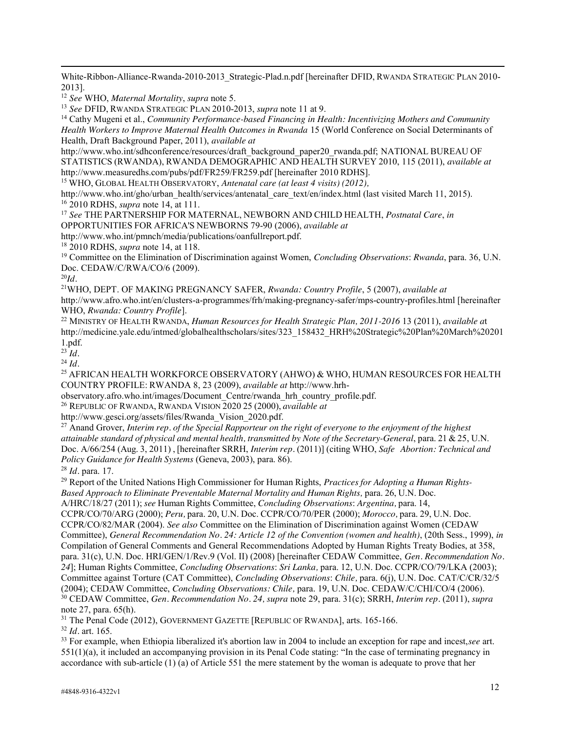White-Ribbon-Alliance-Rwanda-2010-2013_Strategic-Plad.n.pdf [hereinafter DFID, RWANDA STRATEGIC PLAN 2010-2013].

[12] *See* WHO, *Maternal Mortality*, *supra* note 5.

[13] *See* DFID, RWANDA STRATEGIC PLAN 2010-2013, *supra* note 11 at 9.

[14] Cathy Mugeni et al., *Community Performance-based Financing in Health: Incentivizing Mothers and Community Health Workers to Improve Maternal Health Outcomes in Rwanda* 15 (World Conference on Social Determinants of Health, Draft Background Paper, 2011), *available at* http://www.who.int/sdhconference/resources/draft_background_paper20_rwanda.pdf; NATIONAL BUREAU OF STATISTICS (RWANDA), RWANDA DEMOGRAPHIC AND HEALTH SURVEY 2010, 115 (2011), *available at* http://www.measuredhs.com/pubs/pdf/FR259/FR259.pdf [hereinafter 2010 RDHS].

[15] WHO, GLOBAL HEALTH OBSERVATORY, *Antenatal care (at least 4 visits) (2012),* http://www.who.int/gho/urban_health/services/antenatal_care_text/en/index.html (last visited March 11, 2015).

[16] 2010 RDHS, *supra* note 14, at 111.

[17] *See* THE PARTNERSHIP FOR MATERNAL, NEWBORN AND CHILD HEALTH, *Postnatal Care*, *in* OPPORTUNITIES FOR AFRICA'S NEWBORNS 79-90 (2006), *available at* http://www.who.int/pmnch/media/publications/oanfullreport.pdf.

[18] 2010 RDHS, *supra* note 14, at 118.

[19] Committee on the Elimination of Discrimination against Women, *Concluding Observations*: *Rwanda*, para. 36, U.N. Doc. CEDAW/C/RWA/CO/6 (2009).

[20] *Id*.

[21] WHO, DEPT. OF MAKING PREGNANCY SAFER, *Rwanda: Country Profile*, 5 (2007), *available at* http://www.afro.who.int/en/clusters-a-programmes/frh/making-pregnancy-safer/mps-country-profiles.html [hereinafter WHO, *Rwanda: Country Profile*].

[22] MINISTRY OF HEALTH RWANDA, *Human Resources for Health Strategic Plan, 2011-2016* 13 (2011), *available a*t http://medicine.yale.edu/intmed/globalhealthscholars/sites/323_158432_HRH%20Strategic%20Plan%20March%202011.pdf.

[23] *Id*.

[24] *Id*.

[25] AFRICAN HEALTH WORKFORCE OBSERVATORY (AHWO) & WHO, HUMAN RESOURCES FOR HEALTH COUNTRY PROFILE: RWANDA 8, 23 (2009), *available at* http://www.hrh-observatory.afro.who.int/images/Document_Centre/rwanda_hrh_country_profile.pdf.

[26] REPUBLIC OF RWANDA, RWANDA VISION 2020 25 (2000), *available at* http://www.gesci.org/assets/files/Rwanda_Vision_2020.pdf.

[27] Anand Grover, *Interim rep. of the Special Rapporteur on the right of everyone to the enjoyment of the highest attainable standard of physical and mental health, transmitted by Note of the Secretary-General*, para. 21 & 25, U.N. Doc. A/66/254 (Aug. 3, 2011) , [hereinafter SRRH, *Interim rep*. (2011)] (citing WHO, *Safe Abortion: Technical and Policy Guidance for Health Systems* (Geneva, 2003), para. 86).

[28] *Id*. para. 17.

[29] Report of the United Nations High Commissioner for Human Rights, *Practices for Adopting a Human Rights-Based Approach to Eliminate Preventable Maternal Mortality and Human Rights,* para. 26, U.N. Doc. A/HRC/18/27 (2011); *see* Human Rights Committee, *Concluding Observations*: *Argentina,* para. 14, CCPR/CO/70/ARG (2000); *Peru,* para. 20, U.N. Doc. CCPR/CO/70/PER (2000); *Morocco,* para. 29, U.N. Doc. CCPR/CO/82/MAR (2004). *See also* Committee on the Elimination of Discrimination against Women (CEDAW Committee), *General Recommendation No. 24: Article 12 of the Convention (women and health)*, (20th Sess., 1999), *in* Compilation of General Comments and General Recommendations Adopted by Human Rights Treaty Bodies, at 358, para. 31(c), U.N. Doc. HRI/GEN/1/Rev.9 (Vol. II) (2008) [hereinafter CEDAW Committee, *Gen. Recommendation No. 24*]; Human Rights Committee, *Concluding Observations*: *Sri Lanka,* para. 12, U.N. Doc. CCPR/CO/79/LKA (2003); Committee against Torture (CAT Committee), *Concluding Observations*: *Chile,* para. 6(j), U.N. Doc. CAT/C/CR/32/5 (2004); CEDAW Committee, *Concluding Observations: Chile,* para. 19, U.N. Doc. CEDAW/C/CHI/CO/4 (2006).

[30] CEDAW Committee, *Gen. Recommendation No. 24, supra* note 29, para. 31(c); SRRH, *Interim rep*. (2011), *supra* note 27, para. 65(h).

[31] The Penal Code (2012), GOVERNMENT GAZETTE [REPUBLIC OF RWANDA], arts. 165-166.

[32] *Id*. art. 165.

[33] For example, when Ethiopia liberalized it's abortion law in 2004 to include an exception for rape and incest,*see* art. 551(1)(a), it included an accompanying provision in its Penal Code stating: "In the case of terminating pregnancy in accordance with sub-article (1) (a) of Article 551 the mere statement by the woman is adequate to prove that her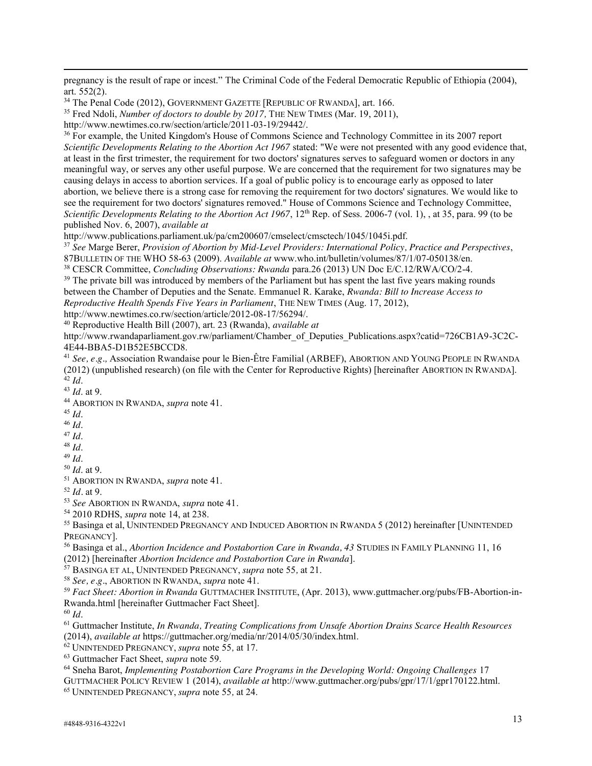pregnancy is the result of rape or incest." The Criminal Code of the Federal Democratic Republic of Ethiopia (2004), art. 552(2).

[34] The Penal Code (2012), GOVERNMENT GAZETTE [REPUBLIC OF RWANDA], art. 166.

[35] Fred Ndoli, *Number of doctors to double by 2017,* THE NEW TIMES (Mar. 19, 2011), http://www.newtimes.co.rw/section/article/2011-03-19/29442/.

[36] For example, the United Kingdom's House of Commons Science and Technology Committee in its 2007 report *Scientific Developments Relating to the Abortion Act 1967* stated: "We were not presented with any good evidence that, at least in the first trimester, the requirement for two doctors' signatures serves to safeguard women or doctors in any meaningful way, or serves any other useful purpose. We are concerned that the requirement for two signatures may be causing delays in access to abortion services. If a goal of public policy is to encourage early as opposed to later abortion, we believe there is a strong case for removing the requirement for two doctors' signatures. We would like to see the requirement for two doctors' signatures removed." House of Commons Science and Technology Committee, *Scientific Developments Relating to the Abortion Act 1967*, 12th Rep. of Sess. 2006-7 (vol. 1), , at 35, para. 99 (to be published Nov. 6, 2007), *available at* http://www.publications.parliament.uk/pa/cm200607/cmselect/cmsctech/1045/1045i.pdf.

[37] *See* Marge Berer, *Provision of Abortion by Mid-Level Providers: International Policy, Practice and Perspectives*, 87BULLETIN OF THE WHO 58-63 (2009). *Available at* www.who.int/bulletin/volumes/87/1/07-050138/en.

[38] CESCR Committee, *Concluding Observations: Rwanda* para.26 (2013) UN Doc E/C.12/RWA/CO/2-4.

[39] The private bill was introduced by members of the Parliament but has spent the last five years making rounds between the Chamber of Deputies and the Senate. Emmanuel R. Karake, *Rwanda: Bill to Increase Access to Reproductive Health Spends Five Years in Parliament*, THE NEW TIMES (Aug. 17, 2012), http://www.newtimes.co.rw/section/article/2012-08-17/56294/.

[40] Reproductive Health Bill (2007), art. 23 (Rwanda), *available at* http://www.rwandaparliament.gov.rw/parliament/Chamber_of_Deputies_Publications.aspx?catid=726CB1A9-3C2C-4E44-BBA5-D1B52E5BCCD8.

[41] *See, e.g.,* Association Rwandaise pour le Bien-Être Familial (ARBEF), ABORTION AND YOUNG PEOPLE IN RWANDA (2012) (unpublished research) (on file with the Center for Reproductive Rights) [hereinafter ABORTION IN RWANDA].

[42] *Id*.

[43] *Id*. at 9.

[44] ABORTION IN RWANDA, *supra* note 41.

[45] *Id*.

[46] *Id*.

[47] *Id*.

[48] *Id*.

[49] *Id*.

[50] *Id*. at 9.

[51] ABORTION IN RWANDA, *supra* note 41.

[52] *Id*. at 9.

[53] *See* ABORTION IN RWANDA, *supra* note 41.

[54] 2010 RDHS, *supra* note 14, at 238.

[55] Basinga et al, UNINTENDED PREGNANCY AND INDUCED ABORTION IN RWANDA 5 (2012) hereinafter [UNINTENDED PREGNANCY].

[56] Basinga et al., *Abortion Incidence and Postabortion Care in Rwanda, 43* STUDIES IN FAMILY PLANNING 11, 16 (2012) [hereinafter *Abortion Incidence and Postabortion Care in Rwanda*].

[57] BASINGA ET AL, UNINTENDED PREGNANCY, *supra* note 55, at 21.

[58] *See, e.g*., ABORTION IN RWANDA, *supra* note 41.

[59] *Fact Sheet: Abortion in Rwanda* GUTTMACHER INSTITUTE, (Apr. 2013), www.guttmacher.org/pubs/FB-Abortion-in-Rwanda.html [hereinafter Guttmacher Fact Sheet].

[60] *Id*.

[61] Guttmacher Institute, *In Rwanda, Treating Complications from Unsafe Abortion Drains Scarce Health Resources* (2014), *available at* https://guttmacher.org/media/nr/2014/05/30/index.html.

[62] UNINTENDED PREGNANCY, *supra* note 55, at 17.

[63] Guttmacher Fact Sheet, *supra* note 59.

[64] Sneha Barot, *Implementing Postabortion Care Programs in the Developing World: Ongoing Challenges* 17 GUTTMACHER POLICY REVIEW 1 (2014), *available at* http://www.guttmacher.org/pubs/gpr/17/1/gpr170122.html.

[65] UNINTENDED PREGNANCY, *supra* note 55, at 24.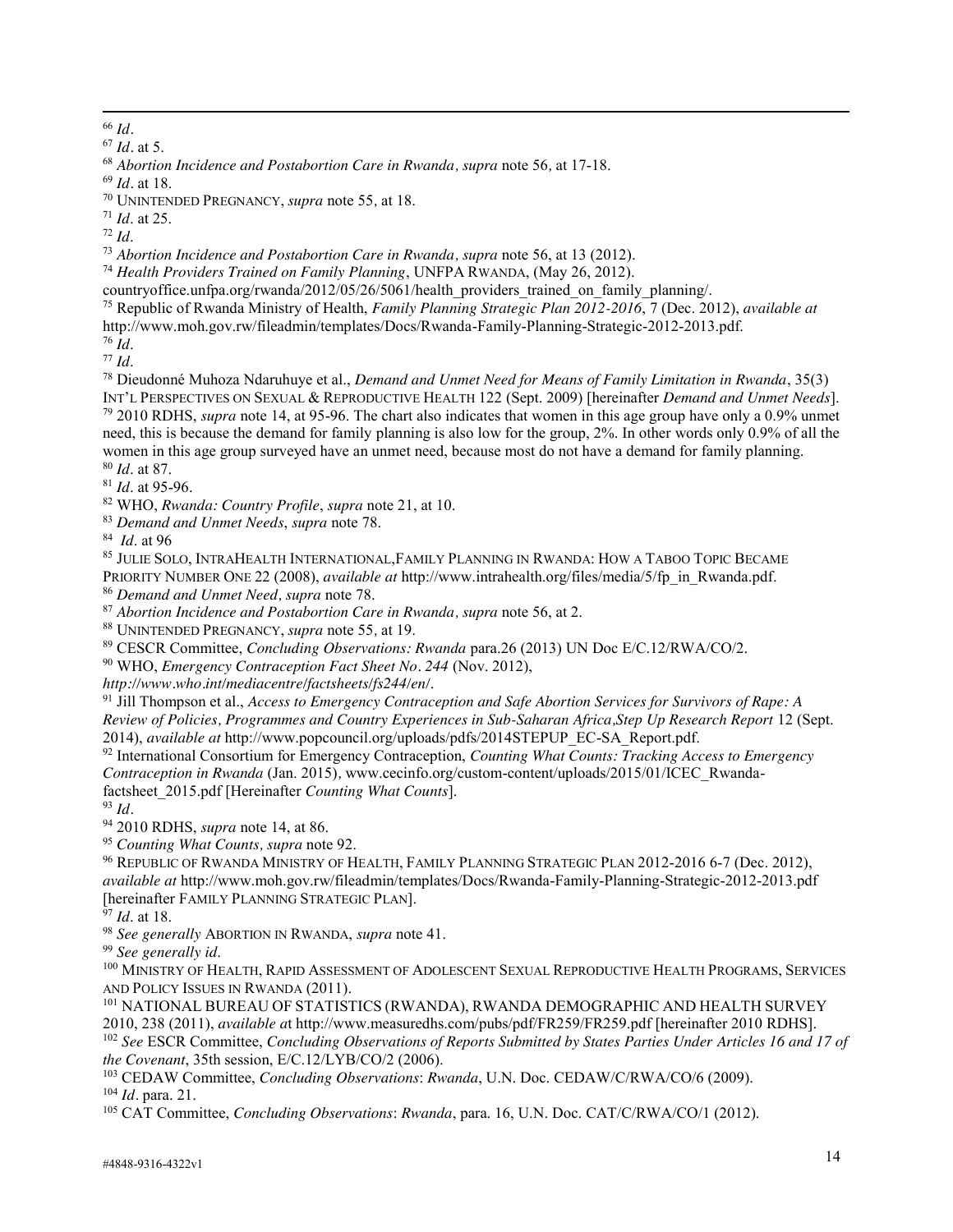[66] *Id*.

[67] *Id*. at 5.

[68] *Abortion Incidence and Postabortion Care in Rwanda, supra* note 56, at 17-18.

[69] *Id*. at 18.

[70] UNINTENDED PREGNANCY, *supra* note 55, at 18.

[71] *Id*. at 25.

[72] *Id*.

[73] *Abortion Incidence and Postabortion Care in Rwanda, supra* note 56, at 13 (2012).

[74] *Health Providers Trained on Family Planning*, UNFPA RWANDA, (May 26, 2012). countryoffice.unfpa.org/rwanda/2012/05/26/5061/health_providers_trained_on_family_planning/.

[75] Republic of Rwanda Ministry of Health, *Family Planning Strategic Plan 2012-2016*, 7 (Dec. 2012), *available at* http://www.moh.gov.rw/fileadmin/templates/Docs/Rwanda-Family-Planning-Strategic-2012-2013.pdf.

[76] *Id*.

[77] *Id*.

[78] Dieudonné Muhoza Ndaruhuye et al., *Demand and Unmet Need for Means of Family Limitation in Rwanda*, 35(3) INT'L PERSPECTIVES ON SEXUAL & REPRODUCTIVE HEALTH 122 (Sept. 2009) [hereinafter *Demand and Unmet Needs*].

[79] 2010 RDHS, *supra* note 14, at 95-96. The chart also indicates that women in this age group have only a 0.9% unmet need, this is because the demand for family planning is also low for the group, 2%. In other words only 0.9% of all the women in this age group surveyed have an unmet need, because most do not have a demand for family planning.

[80] *Id*. at 87.

[81] *Id*. at 95-96.

[82] WHO, *Rwanda: Country Profile*, *supra* note 21, at 10.

[83] *Demand and Unmet Needs*, *supra* note 78.

[84] *Id*. at 96

[85] JULIE SOLO, INTRAHEALTH INTERNATIONAL,FAMILY PLANNING IN RWANDA: HOW A TABOO TOPIC BECAME PRIORITY NUMBER ONE 22 (2008), *available at* http://www.intrahealth.org/files/media/5/fp_in_Rwanda.pdf.

[86] *Demand and Unmet Need, supra* note 78.

[87] *Abortion Incidence and Postabortion Care in Rwanda, supra* note 56, at 2.

[88] UNINTENDED PREGNANCY, *supra* note 55, at 19.

[89] CESCR Committee, *Concluding Observations: Rwanda* para.26 (2013) UN Doc E/C.12/RWA/CO/2.

[90] WHO, *Emergency Contraception Fact Sheet No. 244* (Nov. 2012), *http://www.who.int/mediacentre/factsheets/fs244/en/*.

[91] Jill Thompson et al., *Access to Emergency Contraception and Safe Abortion Services for Survivors of Rape: A Review of Policies, Programmes and Country Experiences in Sub-Saharan Africa,Step Up Research Report* 12 (Sept. 2014), *available at* http://www.popcouncil.org/uploads/pdfs/2014STEPUP_EC-SA_Report.pdf.

[92] International Consortium for Emergency Contraception, *Counting What Counts: Tracking Access to Emergency Contraception in Rwanda* (Jan. 2015), www.cecinfo.org/custom-content/uploads/2015/01/ICEC_Rwanda-factsheet_2015.pdf [Hereinafter *Counting What Counts*].

[93] *Id*.

[94] 2010 RDHS, *supra* note 14, at 86.

[95] *Counting What Counts, supra* note 92.

[96] REPUBLIC OF RWANDA MINISTRY OF HEALTH, FAMILY PLANNING STRATEGIC PLAN 2012-2016 6-7 (Dec. 2012), *available at* http://www.moh.gov.rw/fileadmin/templates/Docs/Rwanda-Family-Planning-Strategic-2012-2013.pdf [hereinafter FAMILY PLANNING STRATEGIC PLAN].

[97] *Id*. at 18.

[98] *See generally* ABORTION IN RWANDA, *supra* note 41.

[99] *See generally id*.

[100] MINISTRY OF HEALTH, RAPID ASSESSMENT OF ADOLESCENT SEXUAL REPRODUCTIVE HEALTH PROGRAMS, SERVICES AND POLICY ISSUES IN RWANDA (2011).

[101] NATIONAL BUREAU OF STATISTICS (RWANDA), RWANDA DEMOGRAPHIC AND HEALTH SURVEY 2010, 238 (2011), *available a*t http://www.measuredhs.com/pubs/pdf/FR259/FR259.pdf [hereinafter 2010 RDHS].

[102] *See* ESCR Committee, *Concluding Observations of Reports Submitted by States Parties Under Articles 16 and 17 of the Covenant*, 35th session, E/C.12/LYB/CO/2 (2006).

[103] CEDAW Committee, *Concluding Observations*: *Rwanda*, U.N. Doc. CEDAW/C/RWA/CO/6 (2009).

[104] *Id*. para. 21.

[105] CAT Committee, *Concluding Observations*: *Rwanda*, para. 16, U.N. Doc. CAT/C/RWA/CO/1 (2012).

#4848-9316-4322v1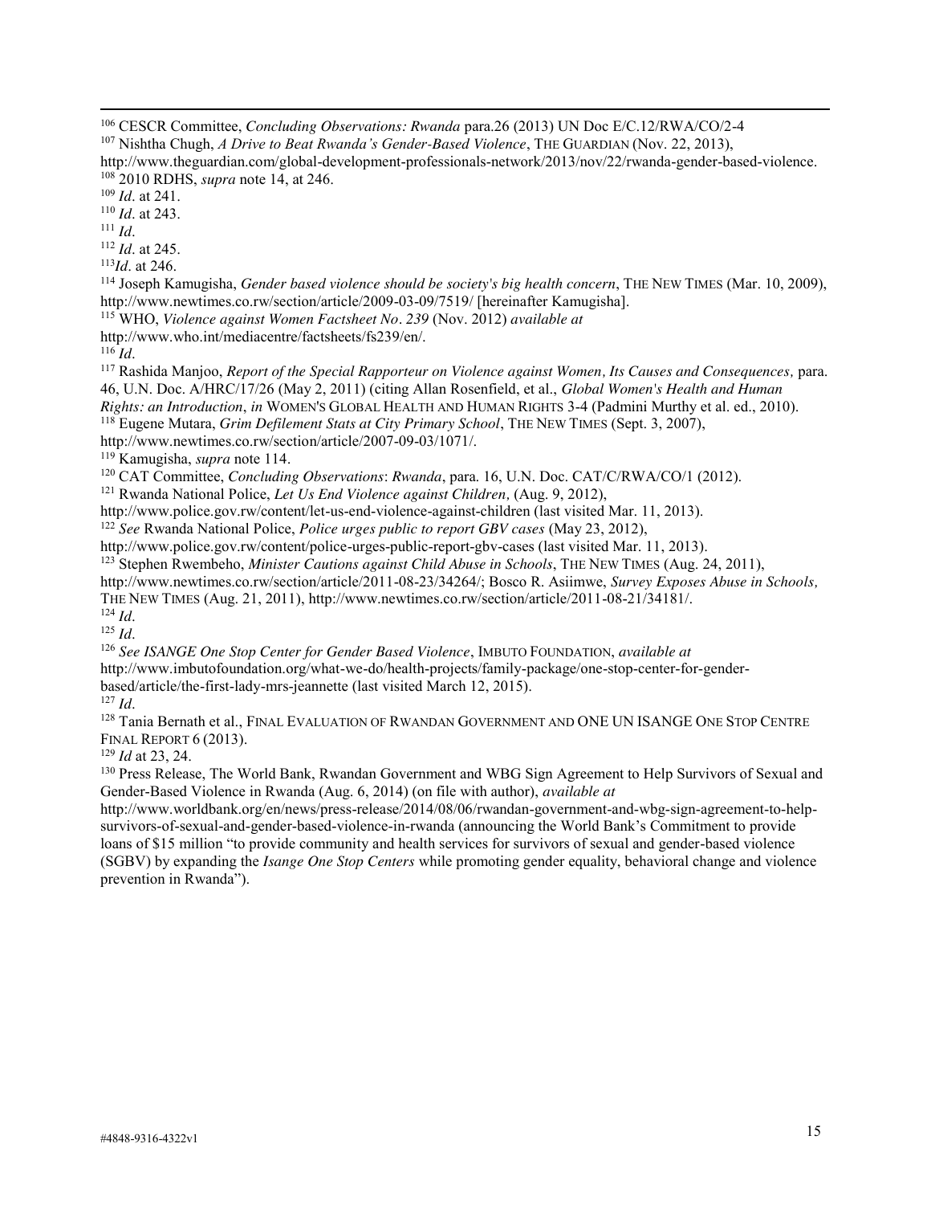[106] CESCR Committee, *Concluding Observations: Rwanda* para.26 (2013) UN Doc E/C.12/RWA/CO/2-4

[107] Nishtha Chugh, *A Drive to Beat Rwanda's Gender-Based Violence*, THE GUARDIAN (Nov. 22, 2013), http://www.theguardian.com/global-development-professionals-network/2013/nov/22/rwanda-gender-based-violence.

[108] 2010 RDHS, *supra* note 14, at 246.

[109] *Id*. at 241.

[110] *Id*. at 243.

[111] *Id*.

[112] *Id*. at 245.

[113] *Id*. at 246.

[114] Joseph Kamugisha, *Gender based violence should be society's big health concern*, THE NEW TIMES (Mar. 10, 2009), http://www.newtimes.co.rw/section/article/2009-03-09/7519/ [hereinafter Kamugisha].

[115] WHO, *Violence against Women Factsheet No. 239* (Nov. 2012) *available at* http://www.who.int/mediacentre/factsheets/fs239/en/.

[116] *Id*.

[117] Rashida Manjoo, *Report of the Special Rapporteur on Violence against Women, Its Causes and Consequences,* para. 46, U.N. Doc. A/HRC/17/26 (May 2, 2011) (citing Allan Rosenfield, et al., *Global Women's Health and Human Rights: an Introduction*, *in* WOMEN'S GLOBAL HEALTH AND HUMAN RIGHTS 3-4 (Padmini Murthy et al. ed., 2010).

[118] Eugene Mutara, *Grim Defilement Stats at City Primary School*, THE NEW TIMES (Sept. 3, 2007), http://www.newtimes.co.rw/section/article/2007-09-03/1071/.

[119] Kamugisha, *supra* note 114.

[120] CAT Committee, *Concluding Observations*: *Rwanda*, para. 16, U.N. Doc. CAT/C/RWA/CO/1 (2012).

[121] Rwanda National Police, *Let Us End Violence against Children,* (Aug. 9, 2012), http://www.police.gov.rw/content/let-us-end-violence-against-children (last visited Mar. 11, 2013).

[122] *See* Rwanda National Police, *Police urges public to report GBV cases* (May 23, 2012), http://www.police.gov.rw/content/police-urges-public-report-gbv-cases (last visited Mar. 11, 2013).

[123] Stephen Rwembeho, *Minister Cautions against Child Abuse in Schools*, THE NEW TIMES (Aug. 24, 2011), http://www.newtimes.co.rw/section/article/2011-08-23/34264/; Bosco R. Asiimwe, *Survey Exposes Abuse in Schools,* THE NEW TIMES (Aug. 21, 2011), http://www.newtimes.co.rw/section/article/2011-08-21/34181/.

[124] *Id*.

[125] *Id*.

[126] *See ISANGE One Stop Center for Gender Based Violence*, IMBUTO FOUNDATION, *available at* http://www.imbutofoundation.org/what-we-do/health-projects/family-package/one-stop-center-for-gender-based/article/the-first-lady-mrs-jeannette (last visited March 12, 2015).

[127] *Id*.

[128] Tania Bernath et al., FINAL EVALUATION OF RWANDAN GOVERNMENT AND ONE UN ISANGE ONE STOP CENTRE FINAL REPORT 6 (2013).

[129] *Id* at 23, 24.

[130] Press Release, The World Bank, Rwandan Government and WBG Sign Agreement to Help Survivors of Sexual and Gender-Based Violence in Rwanda (Aug. 6, 2014) (on file with author), *available at* http://www.worldbank.org/en/news/press-release/2014/08/06/rwandan-government-and-wbg-sign-agreement-to-help-survivors-of-sexual-and-gender-based-violence-in-rwanda (announcing the World Bank's Commitment to provide loans of $15 million "to provide community and health services for survivors of sexual and gender-based violence (SGBV) by expanding the *Isange One Stop Centers* while promoting gender equality, behavioral change and violence prevention in Rwanda").

#4848-9316-4322v1